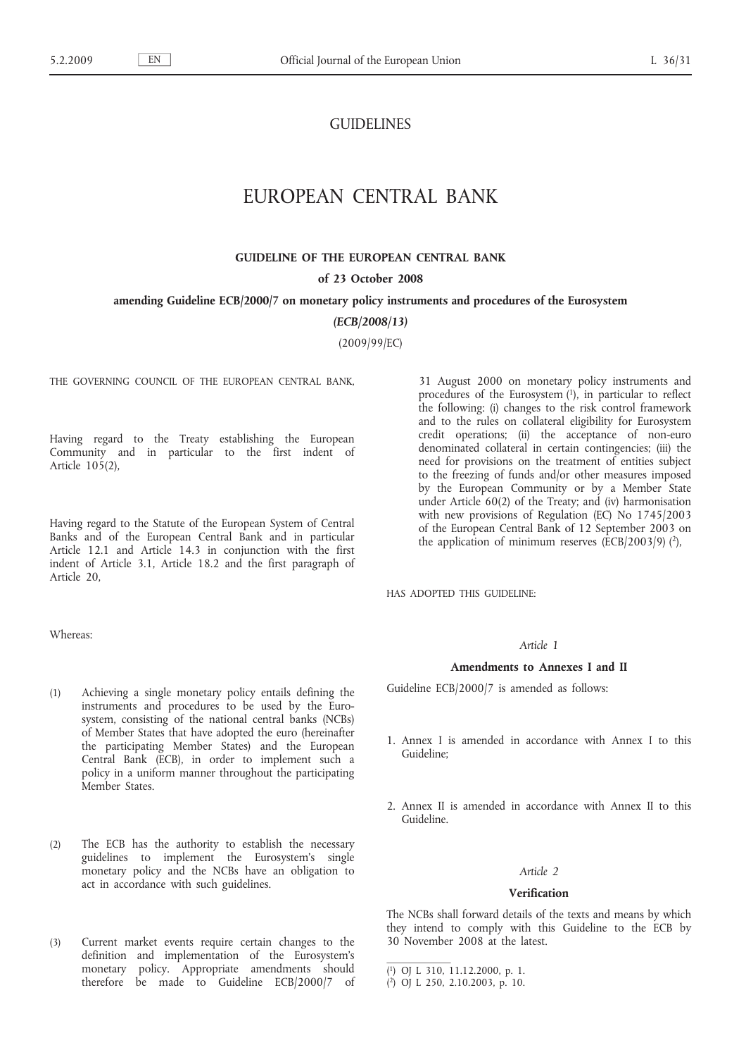# GUIDELINES

# EUROPEAN CENTRAL BANK

## GUIDELINE OF THE EUROPEAN CENTRAL BANK

**of 23 October 2008**

**amending Guideline ECB/2000/7 on monetary policy instruments and procedures of the Eurosystem**

***(ECB/2008/13)***

(2009/99/EC)

THE GOVERNING COUNCIL OF THE EUROPEAN CENTRAL BANK,

Having regard to the Treaty establishing the European Community and in particular to the first indent of Article 105(2),

Having regard to the Statute of the European System of Central Banks and of the European Central Bank and in particular Article 12.1 and Article 14.3 in conjunction with the first indent of Article 3.1, Article 18.2 and the first paragraph of Article 20,

Whereas:

(1) Achieving a single monetary policy entails defining the instruments and procedures to be used by the Eurosystem, consisting of the national central banks (NCBs) of Member States that have adopted the euro (hereinafter the participating Member States) and the European Central Bank (ECB), in order to implement such a policy in a uniform manner throughout the participating Member States.

(2) The ECB has the authority to establish the necessary guidelines to implement the Eurosystem's single monetary policy and the NCBs have an obligation to act in accordance with such guidelines.

(3) Current market events require certain changes to the definition and implementation of the Eurosystem's monetary policy. Appropriate amendments should therefore be made to Guideline ECB/2000/7 of 31 August 2000 on monetary policy instruments and procedures of the Eurosystem [1], in particular to reflect the following: (i) changes to the risk control framework and to the rules on collateral eligibility for Eurosystem credit operations; (ii) the acceptance of non-euro denominated collateral in certain contingencies; (iii) the need for provisions on the treatment of entities subject to the freezing of funds and/or other measures imposed by the European Community or by a Member State under Article 60(2) of the Treaty; and (iv) harmonisation with new provisions of Regulation (EC) No 1745/2003 of the European Central Bank of 12 September 2003 on the application of minimum reserves (ECB/2003/9) [2],

HAS ADOPTED THIS GUIDELINE:

*Article 1*

**Amendments to Annexes I and II**

Guideline ECB/2000/7 is amended as follows:

1. Annex I is amended in accordance with Annex I to this Guideline;

2. Annex II is amended in accordance with Annex II to this Guideline.

*Article 2*

**Verification**

The NCBs shall forward details of the texts and means by which they intend to comply with this Guideline to the ECB by 30 November 2008 at the latest.

---

[1] OJ L 310, 11.12.2000, p. 1.

[2] OJ L 250, 2.10.2003, p. 10.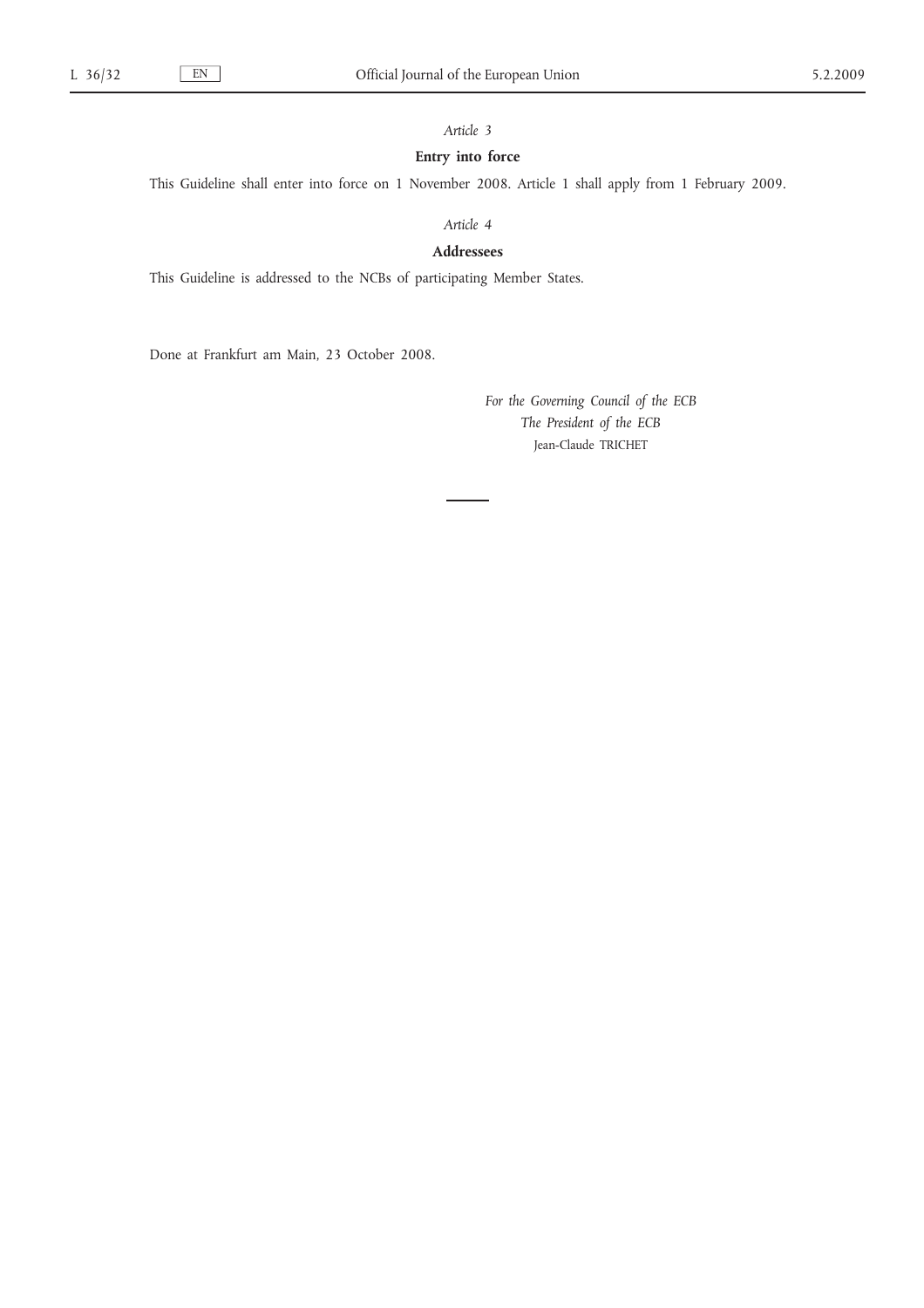*Article 3*

**Entry into force**

This Guideline shall enter into force on 1 November 2008. Article 1 shall apply from 1 February 2009.

*Article 4*

**Addressees**

This Guideline is addressed to the NCBs of participating Member States.

Done at Frankfurt am Main, 23 October 2008.

*For the Governing Council of the ECB*

*The President of the ECB*

Jean-Claude TRICHET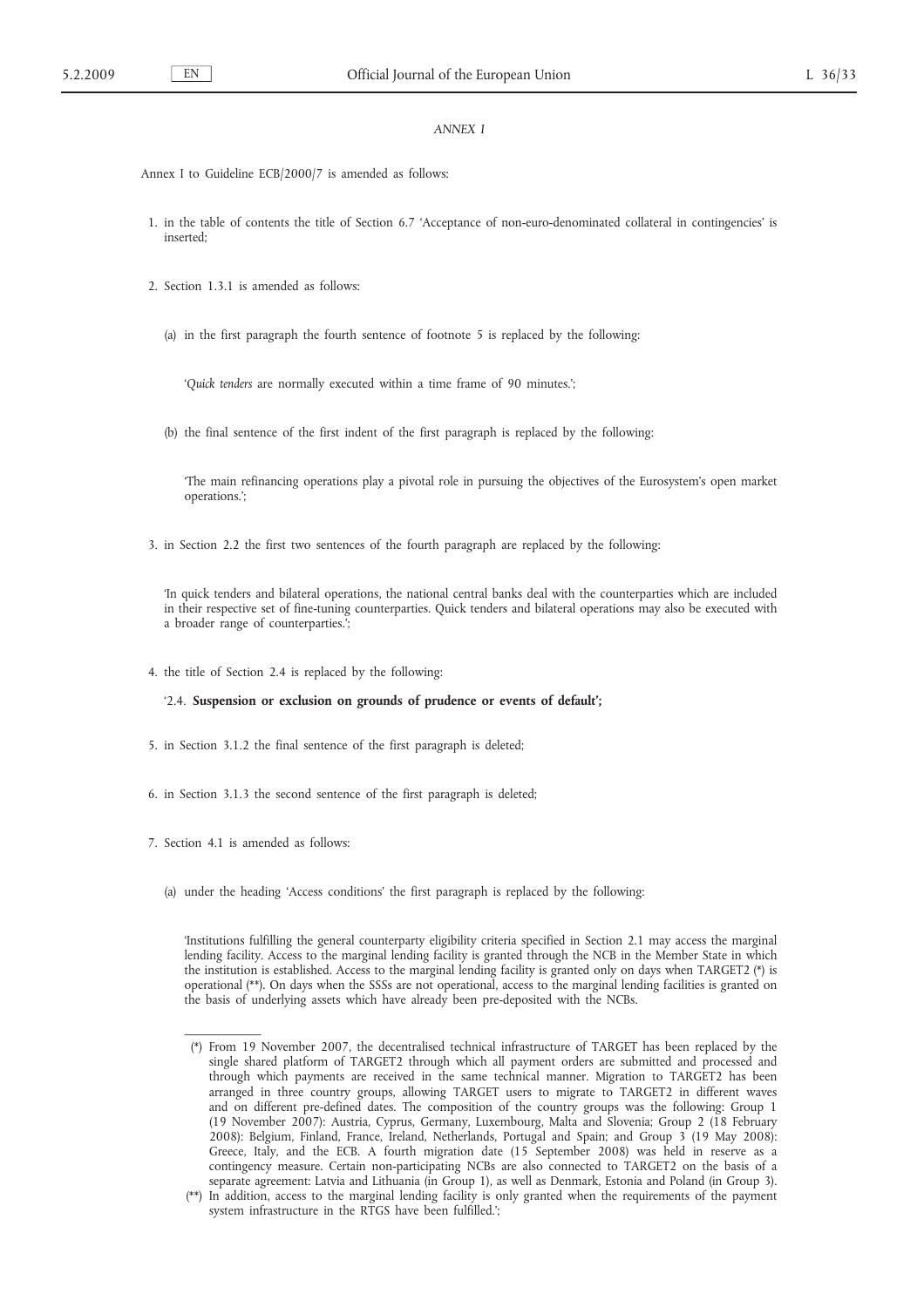*ANNEX I*

Annex I to Guideline ECB/2000/7 is amended as follows:

1. in the table of contents the title of Section 6.7 'Acceptance of non-euro-denominated collateral in contingencies' is inserted;

2. Section 1.3.1 is amended as follows:

   (a) in the first paragraph the fourth sentence of footnote 5 is replaced by the following:

   '*Quick tenders* are normally executed within a time frame of 90 minutes.';

   (b) the final sentence of the first indent of the first paragraph is replaced by the following:

   'The main refinancing operations play a pivotal role in pursuing the objectives of the Eurosystem's open market operations.';

3. in Section 2.2 the first two sentences of the fourth paragraph are replaced by the following:

   'In quick tenders and bilateral operations, the national central banks deal with the counterparties which are included in their respective set of fine-tuning counterparties. Quick tenders and bilateral operations may also be executed with a broader range of counterparties.';

4. the title of Section 2.4 is replaced by the following:

   '2.4. **Suspension or exclusion on grounds of prudence or events of default';**

5. in Section 3.1.2 the final sentence of the first paragraph is deleted;

6. in Section 3.1.3 the second sentence of the first paragraph is deleted;

7. Section 4.1 is amended as follows:

   (a) under the heading 'Access conditions' the first paragraph is replaced by the following:

   'Institutions fulfilling the general counterparty eligibility criteria specified in Section 2.1 may access the marginal lending facility. Access to the marginal lending facility is granted through the NCB in the Member State in which the institution is established. Access to the marginal lending facility is granted only on days when TARGET2 (*) is operational (**). On days when the SSSs are not operational, access to the marginal lending facilities is granted on the basis of underlying assets which have already been pre-deposited with the NCBs.

   (*) From 19 November 2007, the decentralised technical infrastructure of TARGET has been replaced by the single shared platform of TARGET2 through which all payment orders are submitted and processed and through which payments are received in the same technical manner. Migration to TARGET2 has been arranged in three country groups, allowing TARGET users to migrate to TARGET2 in different waves and on different pre-defined dates. The composition of the country groups was the following: Group 1 (19 November 2007): Austria, Cyprus, Germany, Luxembourg, Malta and Slovenia; Group 2 (18 February 2008): Belgium, Finland, France, Ireland, Netherlands, Portugal and Spain; and Group 3 (19 May 2008): Greece, Italy, and the ECB. A fourth migration date (15 September 2008) was held in reserve as a contingency measure. Certain non-participating NCBs are also connected to TARGET2 on the basis of a separate agreement: Latvia and Lithuania (in Group 1), as well as Denmark, Estonia and Poland (in Group 3).

   (**) In addition, access to the marginal lending facility is only granted when the requirements of the payment system infrastructure in the RTGS have been fulfilled.';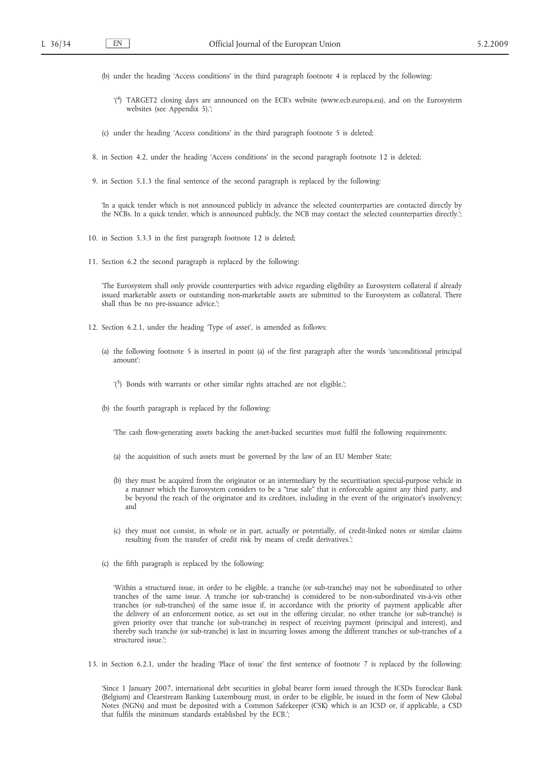(b) under the heading 'Access conditions' in the third paragraph footnote 4 is replaced by the following:

'([4]) TARGET2 closing days are announced on the ECB's website (www.ecb.europa.eu), and on the Eurosystem websites (see Appendix 5).';

(c) under the heading 'Access conditions' in the third paragraph footnote 5 is deleted;

8. in Section 4.2, under the heading 'Access conditions' in the second paragraph footnote 12 is deleted;

9. in Section 5.1.3 the final sentence of the second paragraph is replaced by the following:

   'In a quick tender which is not announced publicly in advance the selected counterparties are contacted directly by the NCBs. In a quick tender, which is announced publicly, the NCB may contact the selected counterparties directly.';

10. in Section 5.3.3 in the first paragraph footnote 12 is deleted;

11. Section 6.2 the second paragraph is replaced by the following:

    'The Eurosystem shall only provide counterparties with advice regarding eligibility as Eurosystem collateral if already issued marketable assets or outstanding non-marketable assets are submitted to the Eurosystem as collateral. There shall thus be no pre-issuance advice.';

12. Section 6.2.1, under the heading 'Type of asset', is amended as follows:

    (a) the following footnote 5 is inserted in point (a) of the first paragraph after the words 'unconditional principal amount':

    '([5]) Bonds with warrants or other similar rights attached are not eligible.';

    (b) the fourth paragraph is replaced by the following:

    'The cash flow-generating assets backing the asset-backed securities must fulfil the following requirements:

    (a) the acquisition of such assets must be governed by the law of an EU Member State;

    (b) they must be acquired from the originator or an intermediary by the securitisation special-purpose vehicle in a manner which the Eurosystem considers to be a "true sale" that is enforceable against any third party, and be beyond the reach of the originator and its creditors, including in the event of the originator's insolvency; and

    (c) they must not consist, in whole or in part, actually or potentially, of credit-linked notes or similar claims resulting from the transfer of credit risk by means of credit derivatives.';

    (c) the fifth paragraph is replaced by the following:

    'Within a structured issue, in order to be eligible, a tranche (or sub-tranche) may not be subordinated to other tranches of the same issue. A tranche (or sub-tranche) is considered to be non-subordinated vis-à-vis other tranches (or sub-tranches) of the same issue if, in accordance with the priority of payment applicable after the delivery of an enforcement notice, as set out in the offering circular, no other tranche (or sub-tranche) is given priority over that tranche (or sub-tranche) in respect of receiving payment (principal and interest), and thereby such tranche (or sub-tranche) is last in incurring losses among the different tranches or sub-tranches of a structured issue.';

13. in Section 6.2.1, under the heading 'Place of issue' the first sentence of footnote 7 is replaced by the following:

    'Since 1 January 2007, international debt securities in global bearer form issued through the ICSDs Euroclear Bank (Belgium) and Clearstream Banking Luxembourg must, in order to be eligible, be issued in the form of New Global Notes (NGNs) and must be deposited with a Common Safekeeper (CSK) which is an ICSD or, if applicable, a CSD that fulfils the minimum standards established by the ECB.';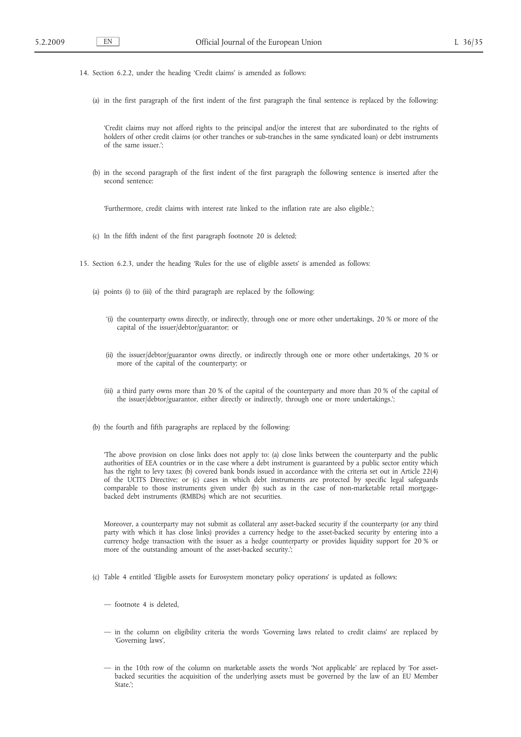14. Section 6.2.2, under the heading 'Credit claims' is amended as follows:

   (a) in the first paragraph of the first indent of the first paragraph the final sentence is replaced by the following:

   'Credit claims may not afford rights to the principal and/or the interest that are subordinated to the rights of holders of other credit claims (or other tranches or sub-tranches in the same syndicated loan) or debt instruments of the same issuer.';

   (b) in the second paragraph of the first indent of the first paragraph the following sentence is inserted after the second sentence:

   'Furthermore, credit claims with interest rate linked to the inflation rate are also eligible.';

   (c) In the fifth indent of the first paragraph footnote 20 is deleted;

15. Section 6.2.3, under the heading 'Rules for the use of eligible assets' is amended as follows:

   (a) points (i) to (iii) of the third paragraph are replaced by the following:

   '(i) the counterparty owns directly, or indirectly, through one or more other undertakings, 20 % or more of the capital of the issuer/debtor/guarantor; or

   (ii) the issuer/debtor/guarantor owns directly, or indirectly through one or more other undertakings, 20 % or more of the capital of the counterparty; or

   (iii) a third party owns more than 20 % of the capital of the counterparty and more than 20 % of the capital of the issuer/debtor/guarantor, either directly or indirectly, through one or more undertakings.';

   (b) the fourth and fifth paragraphs are replaced by the following:

   'The above provision on close links does not apply to: (a) close links between the counterparty and the public authorities of EEA countries or in the case where a debt instrument is guaranteed by a public sector entity which has the right to levy taxes; (b) covered bank bonds issued in accordance with the criteria set out in Article 22(4) of the UCITS Directive; or (c) cases in which debt instruments are protected by specific legal safeguards comparable to those instruments given under (b) such as in the case of non-marketable retail mortgage-backed debt instruments (RMBDs) which are not securities.

   Moreover, a counterparty may not submit as collateral any asset-backed security if the counterparty (or any third party with which it has close links) provides a currency hedge to the asset-backed security by entering into a currency hedge transaction with the issuer as a hedge counterparty or provides liquidity support for 20 % or more of the outstanding amount of the asset-backed security.';

   (c) Table 4 entitled 'Eligible assets for Eurosystem monetary policy operations' is updated as follows:

   — footnote 4 is deleted,

   — in the column on eligibility criteria the words 'Governing laws related to credit claims' are replaced by 'Governing laws',

   — in the 10th row of the column on marketable assets the words 'Not applicable' are replaced by 'For asset-backed securities the acquisition of the underlying assets must be governed by the law of an EU Member State.';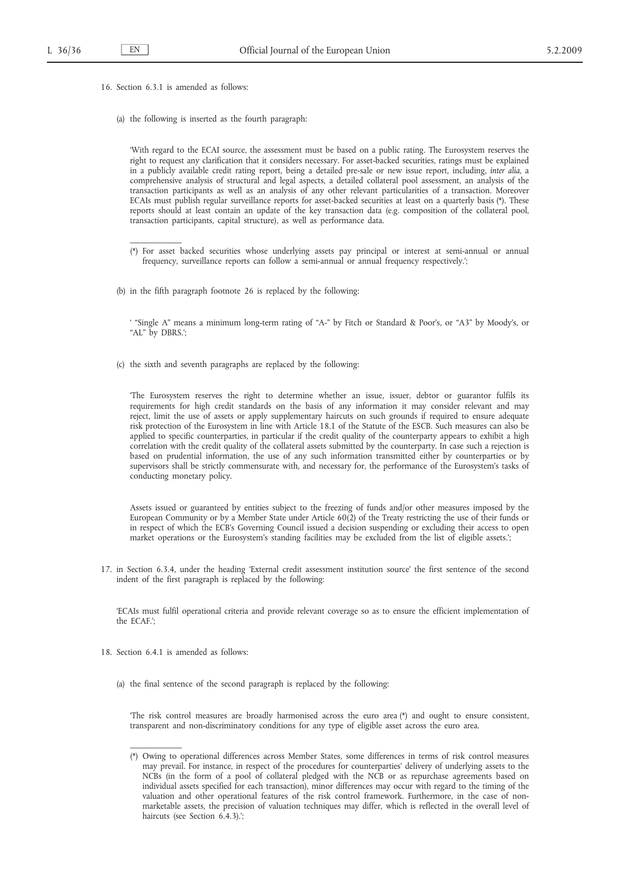16. Section 6.3.1 is amended as follows:

   (a) the following is inserted as the fourth paragraph:

   'With regard to the ECAI source, the assessment must be based on a public rating. The Eurosystem reserves the right to request any clarification that it considers necessary. For asset-backed securities, ratings must be explained in a publicly available credit rating report, being a detailed pre-sale or new issue report, including, *inter alia*, a comprehensive analysis of structural and legal aspects, a detailed collateral pool assessment, an analysis of the transaction participants as well as an analysis of any other relevant particularities of a transaction. Moreover ECAIs must publish regular surveillance reports for asset-backed securities at least on a quarterly basis (*). These reports should at least contain an update of the key transaction data (e.g. composition of the collateral pool, transaction participants, capital structure), as well as performance data.

   ---

   (*) For asset backed securities whose underlying assets pay principal or interest at semi-annual or annual frequency, surveillance reports can follow a semi-annual or annual frequency respectively.';

   (b) in the fifth paragraph footnote 26 is replaced by the following:

   ' "Single A" means a minimum long-term rating of "A-" by Fitch or Standard & Poor's, or "A3" by Moody's, or "AL" by DBRS.';

   (c) the sixth and seventh paragraphs are replaced by the following:

   'The Eurosystem reserves the right to determine whether an issue, issuer, debtor or guarantor fulfils its requirements for high credit standards on the basis of any information it may consider relevant and may reject, limit the use of assets or apply supplementary haircuts on such grounds if required to ensure adequate risk protection of the Eurosystem in line with Article 18.1 of the Statute of the ESCB. Such measures can also be applied to specific counterparties, in particular if the credit quality of the counterparty appears to exhibit a high correlation with the credit quality of the collateral assets submitted by the counterparty. In case such a rejection is based on prudential information, the use of any such information transmitted either by counterparties or by supervisors shall be strictly commensurate with, and necessary for, the performance of the Eurosystem's tasks of conducting monetary policy.

   Assets issued or guaranteed by entities subject to the freezing of funds and/or other measures imposed by the European Community or by a Member State under Article 60(2) of the Treaty restricting the use of their funds or in respect of which the ECB's Governing Council issued a decision suspending or excluding their access to open market operations or the Eurosystem's standing facilities may be excluded from the list of eligible assets.';

17. in Section 6.3.4, under the heading 'External credit assessment institution source' the first sentence of the second indent of the first paragraph is replaced by the following:

   'ECAIs must fulfil operational criteria and provide relevant coverage so as to ensure the efficient implementation of the ECAF.';

18. Section 6.4.1 is amended as follows:

   (a) the final sentence of the second paragraph is replaced by the following:

   'The risk control measures are broadly harmonised across the euro area (*) and ought to ensure consistent, transparent and non-discriminatory conditions for any type of eligible asset across the euro area.

   ---

   (*) Owing to operational differences across Member States, some differences in terms of risk control measures may prevail. For instance, in respect of the procedures for counterparties' delivery of underlying assets to the NCBs (in the form of a pool of collateral pledged with the NCB or as repurchase agreements based on individual assets specified for each transaction), minor differences may occur with regard to the timing of the valuation and other operational features of the risk control framework. Furthermore, in the case of non-marketable assets, the precision of valuation techniques may differ, which is reflected in the overall level of haircuts (see Section 6.4.3).';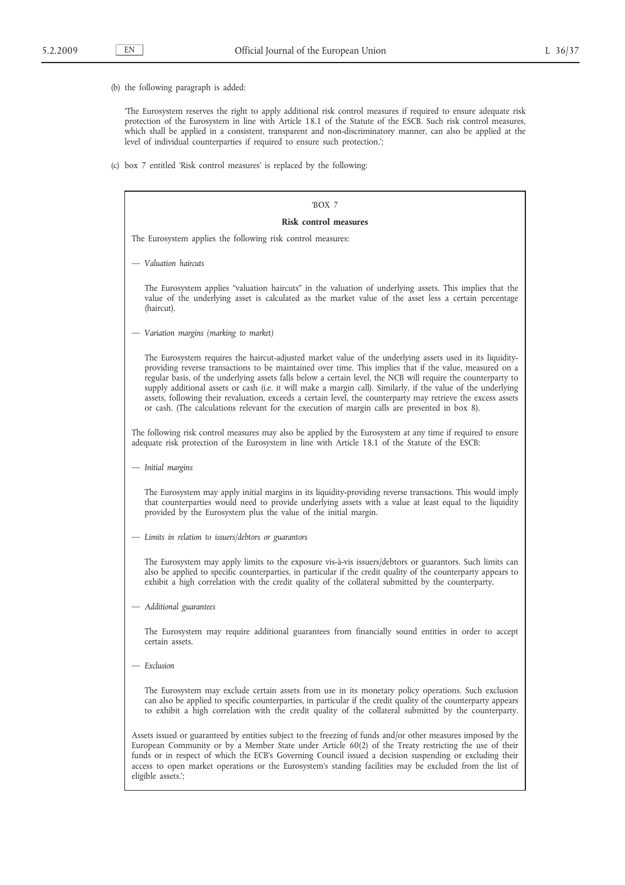(b) the following paragraph is added:

'The Eurosystem reserves the right to apply additional risk control measures if required to ensure adequate risk protection of the Eurosystem in line with Article 18.1 of the Statute of the ESCB. Such risk control measures, which shall be applied in a consistent, transparent and non-discriminatory manner, can also be applied at the level of individual counterparties if required to ensure such protection.';

(c) box 7 entitled 'Risk control measures' is replaced by the following:

> 'BOX 7
>
> **Risk control measures**
>
> The Eurosystem applies the following risk control measures:
>
> — *Valuation haircuts*
>
> The Eurosystem applies "valuation haircuts" in the valuation of underlying assets. This implies that the value of the underlying asset is calculated as the market value of the asset less a certain percentage (haircut).
>
> — *Variation margins (marking to market)*
>
> The Eurosystem requires the haircut-adjusted market value of the underlying assets used in its liquidity-providing reverse transactions to be maintained over time. This implies that if the value, measured on a regular basis, of the underlying assets falls below a certain level, the NCB will require the counterparty to supply additional assets or cash (i.e. it will make a margin call). Similarly, if the value of the underlying assets, following their revaluation, exceeds a certain level, the counterparty may retrieve the excess assets or cash. (The calculations relevant for the execution of margin calls are presented in box 8).
>
> The following risk control measures may also be applied by the Eurosystem at any time if required to ensure adequate risk protection of the Eurosystem in line with Article 18.1 of the Statute of the ESCB:
>
> — *Initial margins*
>
> The Eurosystem may apply initial margins in its liquidity-providing reverse transactions. This would imply that counterparties would need to provide underlying assets with a value at least equal to the liquidity provided by the Eurosystem plus the value of the initial margin.
>
> — *Limits in relation to issuers/debtors or guarantors*
>
> The Eurosystem may apply limits to the exposure vis-à-vis issuers/debtors or guarantors. Such limits can also be applied to specific counterparties, in particular if the credit quality of the counterparty appears to exhibit a high correlation with the credit quality of the collateral submitted by the counterparty.
>
> — *Additional guarantees*
>
> The Eurosystem may require additional guarantees from financially sound entities in order to accept certain assets.
>
> — *Exclusion*
>
> The Eurosystem may exclude certain assets from use in its monetary policy operations. Such exclusion can also be applied to specific counterparties, in particular if the credit quality of the counterparty appears to exhibit a high correlation with the credit quality of the collateral submitted by the counterparty.
>
> Assets issued or guaranteed by entities subject to the freezing of funds and/or other measures imposed by the European Community or by a Member State under Article 60(2) of the Treaty restricting the use of their funds or in respect of which the ECB's Governing Council issued a decision suspending or excluding their access to open market operations or the Eurosystem's standing facilities may be excluded from the list of eligible assets.';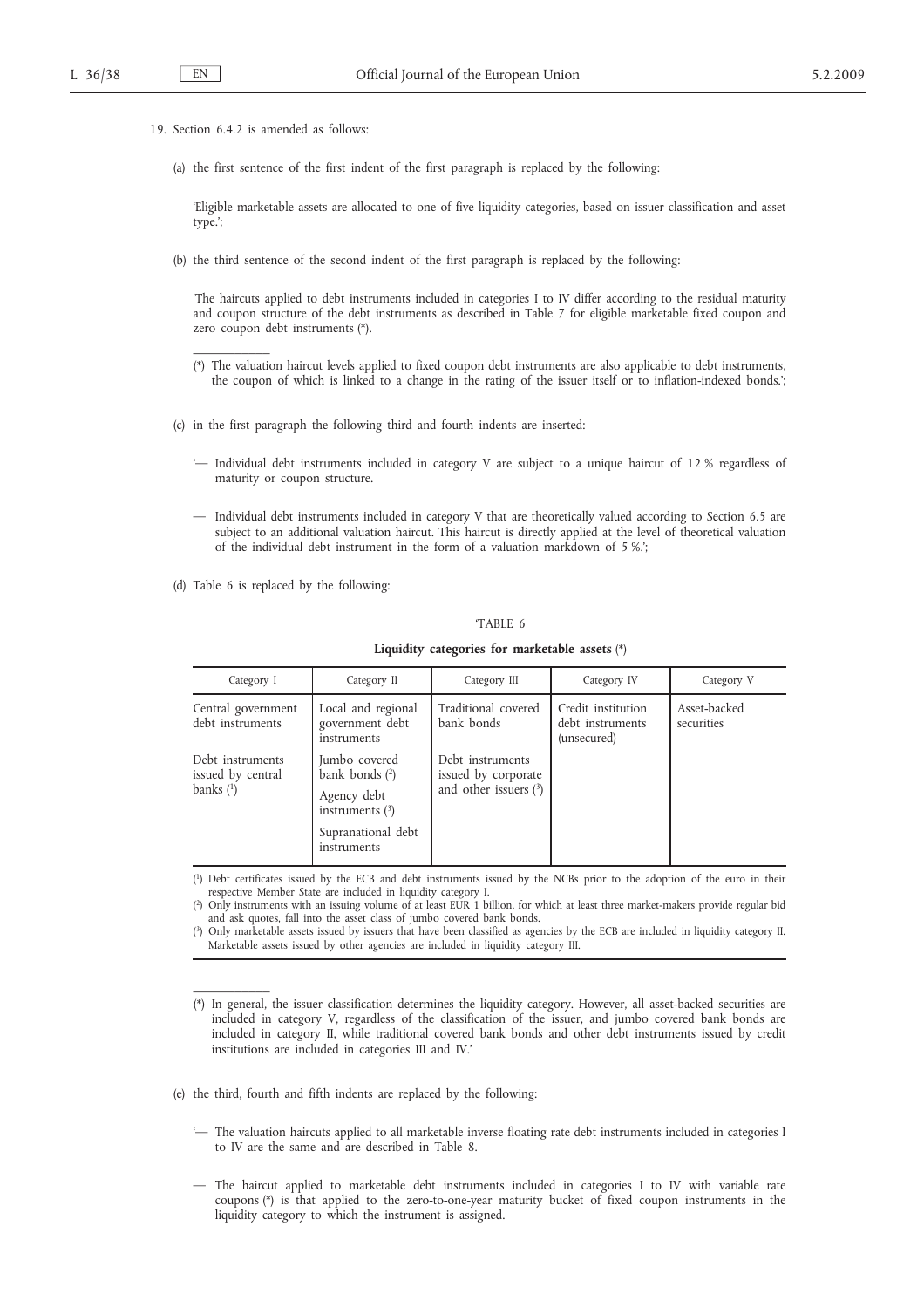19. Section 6.4.2 is amended as follows:

(a) the first sentence of the first indent of the first paragraph is replaced by the following:

'Eligible marketable assets are allocated to one of five liquidity categories, based on issuer classification and asset type.';

(b) the third sentence of the second indent of the first paragraph is replaced by the following:

'The haircuts applied to debt instruments included in categories I to IV differ according to the residual maturity and coupon structure of the debt instruments as described in Table 7 for eligible marketable fixed coupon and zero coupon debt instruments (*).

(*) The valuation haircut levels applied to fixed coupon debt instruments are also applicable to debt instruments, the coupon of which is linked to a change in the rating of the issuer itself or to inflation-indexed bonds.';

(c) in the first paragraph the following third and fourth indents are inserted:

'— Individual debt instruments included in category V are subject to a unique haircut of 12 % regardless of maturity or coupon structure.

— Individual debt instruments included in category V that are theoretically valued according to Section 6.5 are subject to an additional valuation haircut. This haircut is directly applied at the level of theoretical valuation of the individual debt instrument in the form of a valuation markdown of 5 %.';

(d) Table 6 is replaced by the following:

'TABLE 6

**Liquidity categories for marketable assets** (*)

| Category I | Category II | Category III | Category IV | Category V |
|---|---|---|---|---|
| Central government debt instruments | Local and regional government debt instruments | Traditional covered bank bonds | Credit institution debt instruments (unsecured) | Asset-backed securities |
| Debt instruments issued by central banks (1) | Jumbo covered bank bonds (2) | Debt instruments issued by corporate and other issuers (3) | | |
| | Agency debt instruments (3) | | | |
| | Supranational debt instruments | | | |

(1) Debt certificates issued by the ECB and debt instruments issued by the NCBs prior to the adoption of the euro in their respective Member State are included in liquidity category I.
(2) Only instruments with an issuing volume of at least EUR 1 billion, for which at least three market-makers provide regular bid and ask quotes, fall into the asset class of jumbo covered bank bonds.
(3) Only marketable assets issued by issuers that have been classified as agencies by the ECB are included in liquidity category II. Marketable assets issued by other agencies are included in liquidity category III.

(*) In general, the issuer classification determines the liquidity category. However, all asset-backed securities are included in category V, regardless of the classification of the issuer, and jumbo covered bank bonds are included in category II, while traditional covered bank bonds and other debt instruments issued by credit institutions are included in categories III and IV.'

(e) the third, fourth and fifth indents are replaced by the following:

'— The valuation haircuts applied to all marketable inverse floating rate debt instruments included in categories I to IV are the same and are described in Table 8.

— The haircut applied to marketable debt instruments included in categories I to IV with variable rate coupons (*) is that applied to the zero-to-one-year maturity bucket of fixed coupon instruments in the liquidity category to which the instrument is assigned.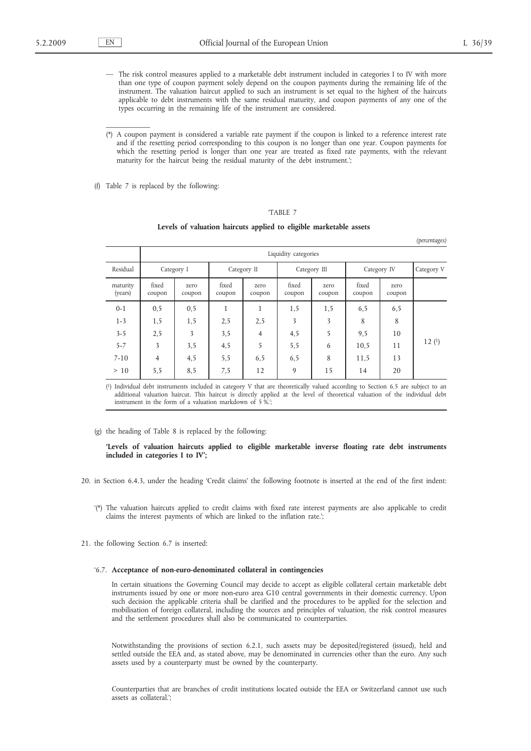— The risk control measures applied to a marketable debt instrument included in categories I to IV with more than one type of coupon payment solely depend on the coupon payments during the remaining life of the instrument. The valuation haircut applied to such an instrument is set equal to the highest of the haircuts applicable to debt instruments with the same residual maturity, and coupon payments of any one of the types occurring in the remaining life of the instrument are considered.

(*) A coupon payment is considered a variable rate payment if the coupon is linked to a reference interest rate and if the resetting period corresponding to this coupon is no longer than one year. Coupon payments for which the resetting period is longer than one year are treated as fixed rate payments, with the relevant maturity for the haircut being the residual maturity of the debt instrument.';

(f) Table 7 is replaced by the following:

'TABLE 7

**Levels of valuation haircuts applied to eligible marketable assets**

*(percentages)*

| | Liquidity categories | | | | | | | | |
|---|---|---|---|---|---|---|---|---|---|
| Residual | Category I | | Category II | | Category III | | Category IV | | Category V |
| maturity (years) | fixed coupon | zero coupon | fixed coupon | zero coupon | fixed coupon | zero coupon | fixed coupon | zero coupon | |
| 0-1 | 0,5 | 0,5 | 1 | 1 | 1,5 | 1,5 | 6,5 | 6,5 | 12 [1] |
| 1-3 | 1,5 | 1,5 | 2,5 | 2,5 | 3 | 3 | 8 | 8 | |
| 3-5 | 2,5 | 3 | 3,5 | 4 | 4,5 | 5 | 9,5 | 10 | |
| 5-7 | 3 | 3,5 | 4,5 | 5 | 5,5 | 6 | 10,5 | 11 | |
| 7-10 | 4 | 4,5 | 5,5 | 6,5 | 6,5 | 8 | 11,5 | 13 | |
| > 10 | 5,5 | 8,5 | 7,5 | 12 | 9 | 15 | 14 | 20 | |

[1] Individual debt instruments included in category V that are theoretically valued according to Section 6.5 are subject to an additional valuation haircut. This haircut is directly applied at the level of theoretical valuation of the individual debt instrument in the form of a valuation markdown of 5 %.';

(g) the heading of Table 8 is replaced by the following:

**'Levels of valuation haircuts applied to eligible marketable inverse floating rate debt instruments included in categories I to IV';**

20. in Section 6.4.3, under the heading 'Credit claims' the following footnote is inserted at the end of the first indent:

'(*) The valuation haircuts applied to credit claims with fixed rate interest payments are also applicable to credit claims the interest payments of which are linked to the inflation rate.';

21. the following Section 6.7 is inserted:

'6.7. **Acceptance of non-euro-denominated collateral in contingencies**

In certain situations the Governing Council may decide to accept as eligible collateral certain marketable debt instruments issued by one or more non-euro area G10 central governments in their domestic currency. Upon such decision the applicable criteria shall be clarified and the procedures to be applied for the selection and mobilisation of foreign collateral, including the sources and principles of valuation, the risk control measures and the settlement procedures shall also be communicated to counterparties.

Notwithstanding the provisions of section 6.2.1, such assets may be deposited/registered (issued), held and settled outside the EEA and, as stated above, may be denominated in currencies other than the euro. Any such assets used by a counterparty must be owned by the counterparty.

Counterparties that are branches of credit institutions located outside the EEA or Switzerland cannot use such assets as collateral.';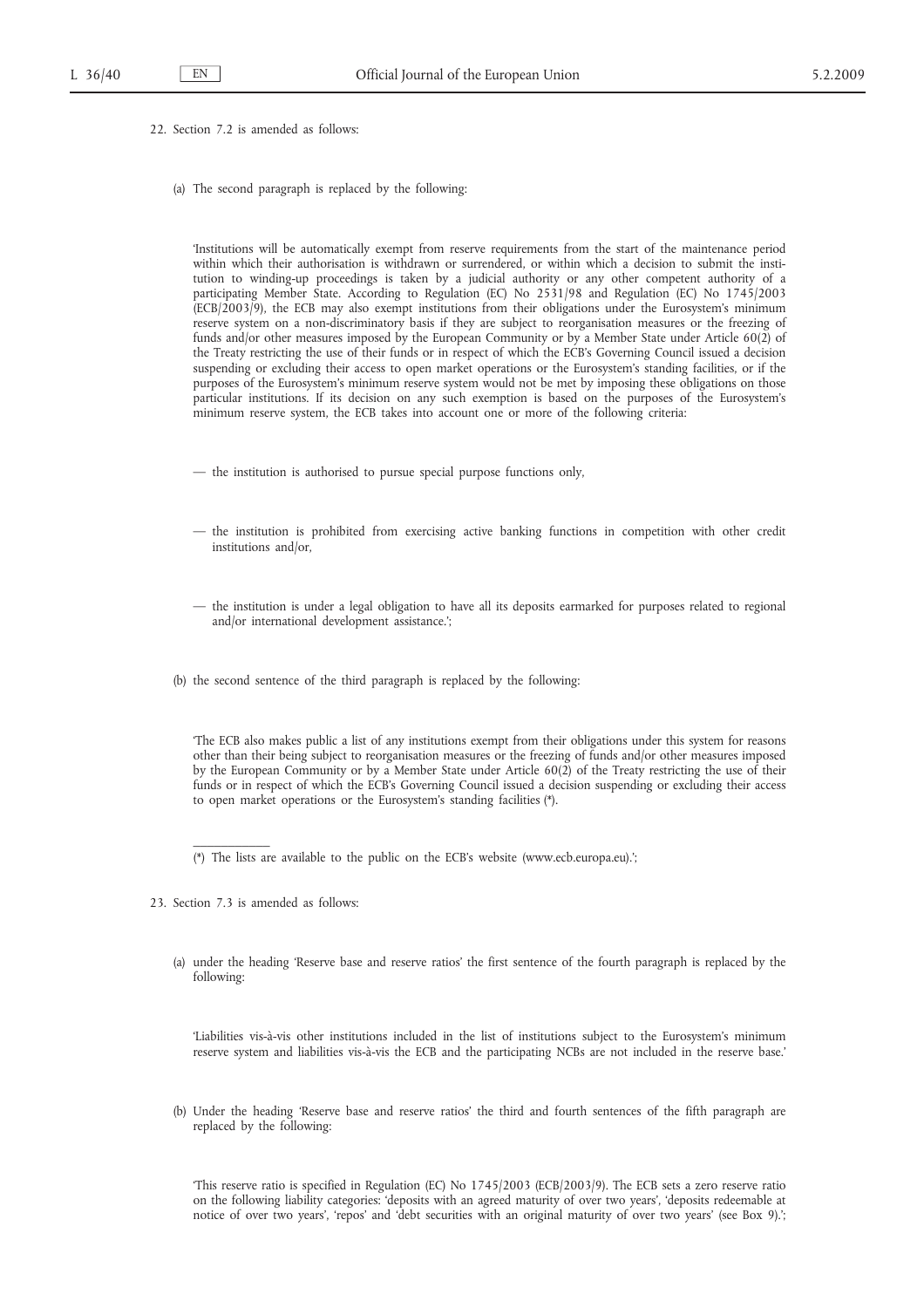22. Section 7.2 is amended as follows:

(a) The second paragraph is replaced by the following:

'Institutions will be automatically exempt from reserve requirements from the start of the maintenance period within which their authorisation is withdrawn or surrendered, or within which a decision to submit the institution to winding-up proceedings is taken by a judicial authority or any other competent authority of a participating Member State. According to Regulation (EC) No 2531/98 and Regulation (EC) No 1745/2003 (ECB/2003/9), the ECB may also exempt institutions from their obligations under the Eurosystem's minimum reserve system on a non-discriminatory basis if they are subject to reorganisation measures or the freezing of funds and/or other measures imposed by the European Community or by a Member State under Article 60(2) of the Treaty restricting the use of their funds or in respect of which the ECB's Governing Council issued a decision suspending or excluding their access to open market operations or the Eurosystem's standing facilities, or if the purposes of the Eurosystem's minimum reserve system would not be met by imposing these obligations on those particular institutions. If its decision on any such exemption is based on the purposes of the Eurosystem's minimum reserve system, the ECB takes into account one or more of the following criteria:

— the institution is authorised to pursue special purpose functions only,

— the institution is prohibited from exercising active banking functions in competition with other credit institutions and/or,

— the institution is under a legal obligation to have all its deposits earmarked for purposes related to regional and/or international development assistance.';

(b) the second sentence of the third paragraph is replaced by the following:

'The ECB also makes public a list of any institutions exempt from their obligations under this system for reasons other than their being subject to reorganisation measures or the freezing of funds and/or other measures imposed by the European Community or by a Member State under Article 60(2) of the Treaty restricting the use of their funds or in respect of which the ECB's Governing Council issued a decision suspending or excluding their access to open market operations or the Eurosystem's standing facilities (*).

(*) The lists are available to the public on the ECB's website (www.ecb.europa.eu).';

23. Section 7.3 is amended as follows:

(a) under the heading 'Reserve base and reserve ratios' the first sentence of the fourth paragraph is replaced by the following:

'Liabilities vis-à-vis other institutions included in the list of institutions subject to the Eurosystem's minimum reserve system and liabilities vis-à-vis the ECB and the participating NCBs are not included in the reserve base.'

(b) Under the heading 'Reserve base and reserve ratios' the third and fourth sentences of the fifth paragraph are replaced by the following:

'This reserve ratio is specified in Regulation (EC) No 1745/2003 (ECB/2003/9). The ECB sets a zero reserve ratio on the following liability categories: 'deposits with an agreed maturity of over two years', 'deposits redeemable at notice of over two years', 'repos' and 'debt securities with an original maturity of over two years' (see Box 9).';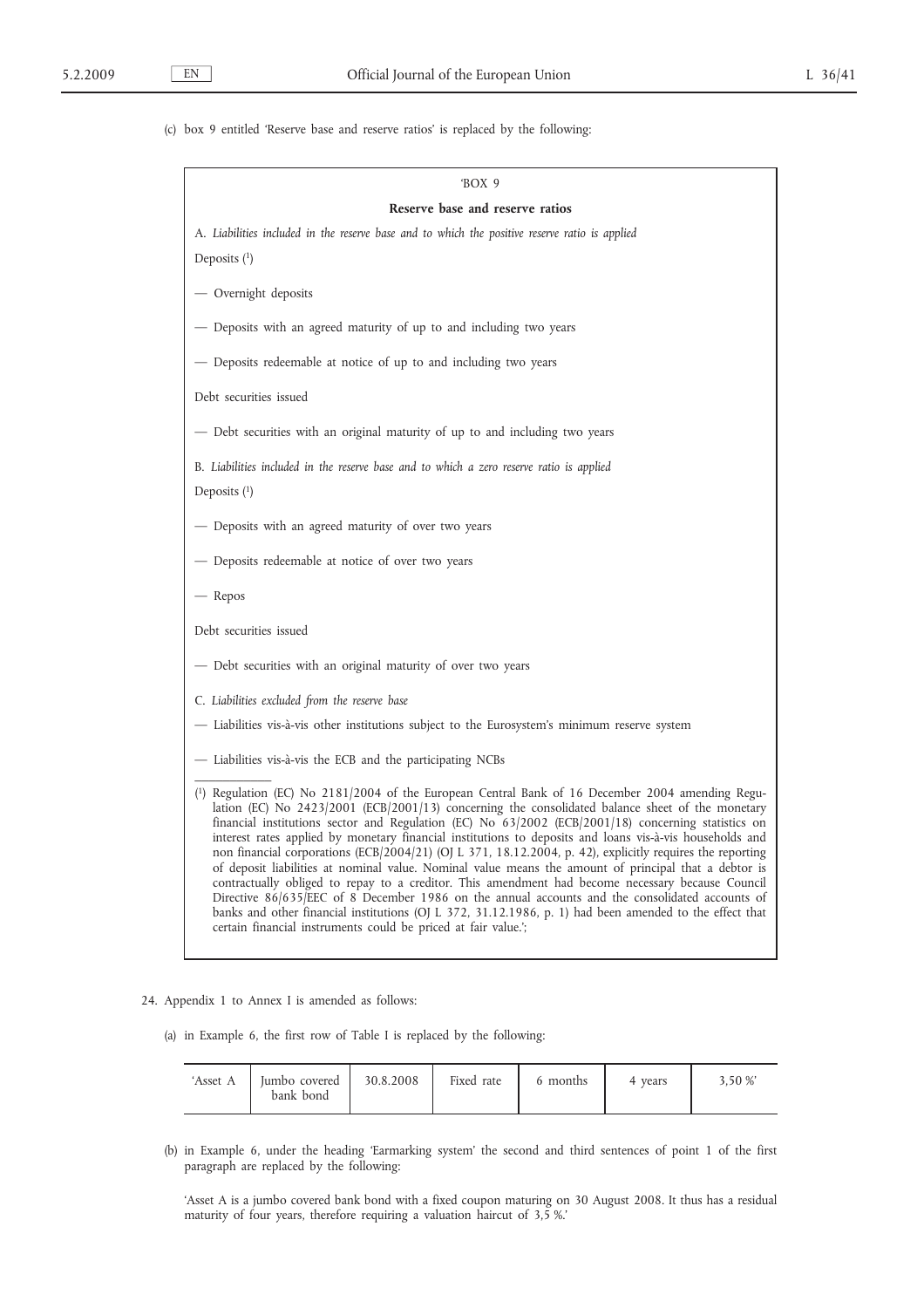(c) box 9 entitled 'Reserve base and reserve ratios' is replaced by the following:

'BOX 9

**Reserve base and reserve ratios**

A. *Liabilities included in the reserve base and to which the positive reserve ratio is applied*

Deposits [1]

— Overnight deposits

— Deposits with an agreed maturity of up to and including two years

— Deposits redeemable at notice of up to and including two years

Debt securities issued

— Debt securities with an original maturity of up to and including two years

B. *Liabilities included in the reserve base and to which a zero reserve ratio is applied*

Deposits [1]

— Deposits with an agreed maturity of over two years

— Deposits redeemable at notice of over two years

— Repos

Debt securities issued

— Debt securities with an original maturity of over two years

C. *Liabilities excluded from the reserve base*

— Liabilities vis-à-vis other institutions subject to the Eurosystem's minimum reserve system

— Liabilities vis-à-vis the ECB and the participating NCBs

(1) Regulation (EC) No 2181/2004 of the European Central Bank of 16 December 2004 amending Regulation (EC) No 2423/2001 (ECB/2001/13) concerning the consolidated balance sheet of the monetary financial institutions sector and Regulation (EC) No 63/2002 (ECB/2001/18) concerning statistics on interest rates applied by monetary financial institutions to deposits and loans vis-à-vis households and non financial corporations (ECB/2004/21) (OJ L 371, 18.12.2004, p. 42), explicitly requires the reporting of deposit liabilities at nominal value. Nominal value means the amount of principal that a debtor is contractually obliged to repay to a creditor. This amendment had become necessary because Council Directive 86/635/EEC of 8 December 1986 on the annual accounts and the consolidated accounts of banks and other financial institutions (OJ L 372, 31.12.1986, p. 1) had been amended to the effect that certain financial instruments could be priced at fair value.';

24. Appendix 1 to Annex I is amended as follows:

(a) in Example 6, the first row of Table I is replaced by the following:

| 'Asset A | Jumbo covered bank bond | 30.8.2008 | Fixed rate | 6 months | 4 years | 3,50 %' |
|---|---|---|---|---|---|---|

(b) in Example 6, under the heading 'Earmarking system' the second and third sentences of point 1 of the first paragraph are replaced by the following:

'Asset A is a jumbo covered bank bond with a fixed coupon maturing on 30 August 2008. It thus has a residual maturity of four years, therefore requiring a valuation haircut of 3,5 %.'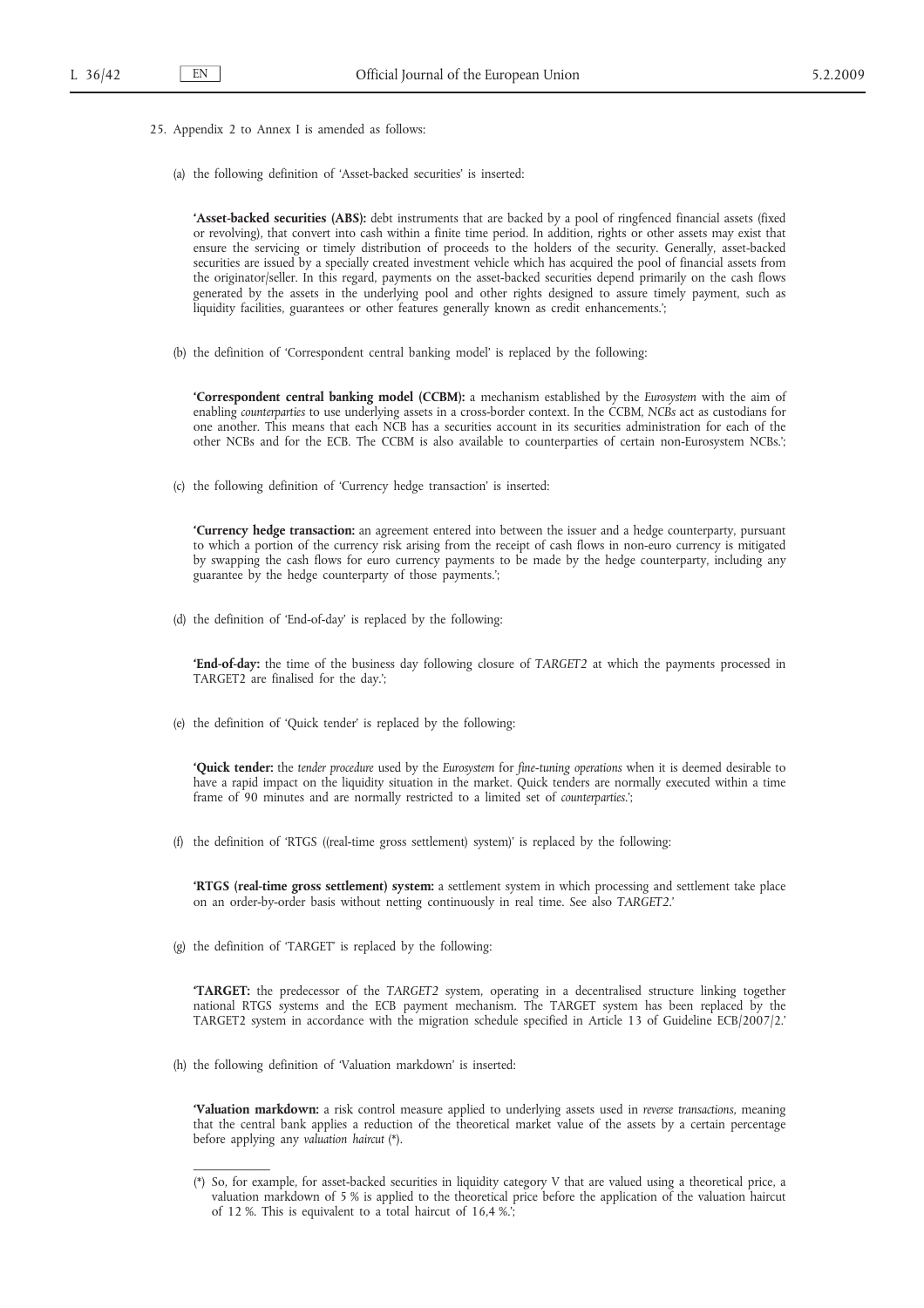25. Appendix 2 to Annex I is amended as follows:

(a) the following definition of 'Asset-backed securities' is inserted:

> **'Asset-backed securities (ABS):** debt instruments that are backed by a pool of ringfenced financial assets (fixed or revolving), that convert into cash within a finite time period. In addition, rights or other assets may exist that ensure the servicing or timely distribution of proceeds to the holders of the security. Generally, asset-backed securities are issued by a specially created investment vehicle which has acquired the pool of financial assets from the originator/seller. In this regard, payments on the asset-backed securities depend primarily on the cash flows generated by the assets in the underlying pool and other rights designed to assure timely payment, such as liquidity facilities, guarantees or other features generally known as credit enhancements.';

(b) the definition of 'Correspondent central banking model' is replaced by the following:

> **'Correspondent central banking model (CCBM):** a mechanism established by the *Eurosystem* with the aim of enabling *counterparties* to use underlying assets in a cross-border context. In the CCBM, *NCBs* act as custodians for one another. This means that each NCB has a securities account in its securities administration for each of the other NCBs and for the ECB. The CCBM is also available to counterparties of certain non-Eurosystem NCBs.';

(c) the following definition of 'Currency hedge transaction' is inserted:

> **'Currency hedge transaction:** an agreement entered into between the issuer and a hedge counterparty, pursuant to which a portion of the currency risk arising from the receipt of cash flows in non-euro currency is mitigated by swapping the cash flows for euro currency payments to be made by the hedge counterparty, including any guarantee by the hedge counterparty of those payments.';

(d) the definition of 'End-of-day' is replaced by the following:

> **'End-of-day:** the time of the business day following closure of *TARGET2* at which the payments processed in TARGET2 are finalised for the day.';

(e) the definition of 'Quick tender' is replaced by the following:

> **'Quick tender:** the *tender procedure* used by the *Eurosystem* for *fine-tuning operations* when it is deemed desirable to have a rapid impact on the liquidity situation in the market. Quick tenders are normally executed within a time frame of 90 minutes and are normally restricted to a limited set of *counterparties*.';

(f) the definition of 'RTGS ((real-time gross settlement) system)' is replaced by the following:

> **'RTGS (real-time gross settlement) system:** a settlement system in which processing and settlement take place on an order-by-order basis without netting continuously in real time. See also *TARGET2*.'

(g) the definition of 'TARGET' is replaced by the following:

> **'TARGET:** the predecessor of the *TARGET2* system, operating in a decentralised structure linking together national RTGS systems and the ECB payment mechanism. The TARGET system has been replaced by the TARGET2 system in accordance with the migration schedule specified in Article 13 of Guideline ECB/2007/2.'

(h) the following definition of 'Valuation markdown' is inserted:

> **'Valuation markdown:** a risk control measure applied to underlying assets used in *reverse transactions*, meaning that the central bank applies a reduction of the theoretical market value of the assets by a certain percentage before applying any *valuation haircut* (*).

---

(*) So, for example, for asset-backed securities in liquidity category V that are valued using a theoretical price, a valuation markdown of 5 % is applied to the theoretical price before the application of the valuation haircut of 12 %. This is equivalent to a total haircut of 16,4 %.';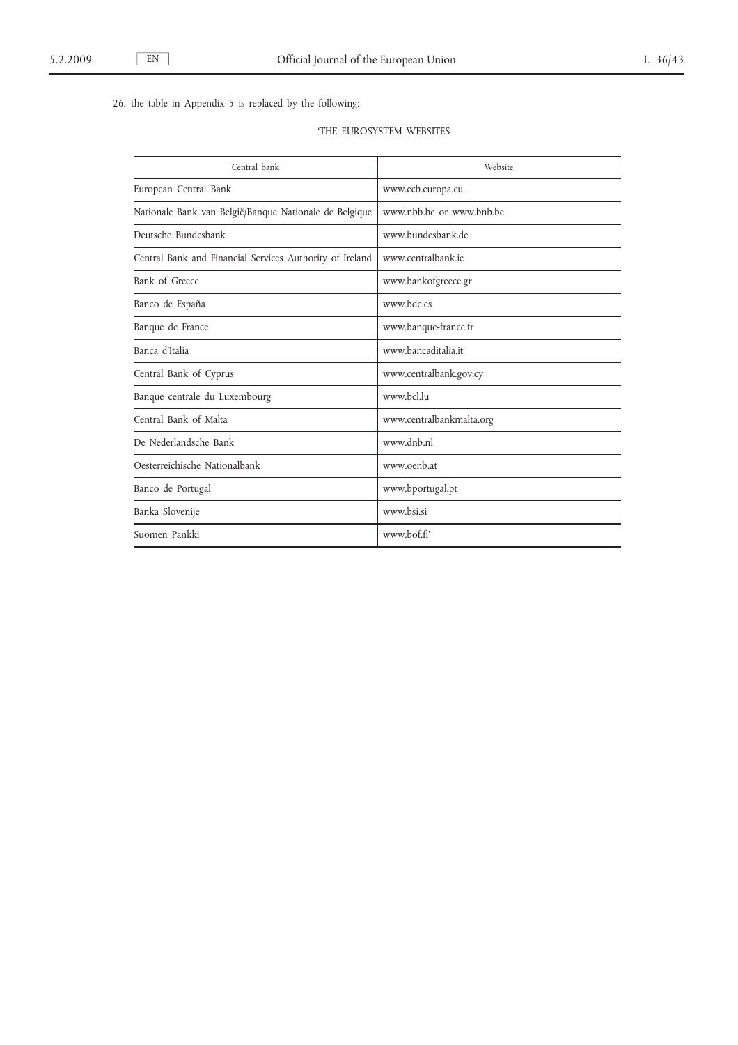26. the table in Appendix 5 is replaced by the following:

'THE EUROSYSTEM WEBSITES

| Central bank | Website |
|---|---|
| European Central Bank | www.ecb.europa.eu |
| Nationale Bank van België/Banque Nationale de Belgique | www.nbb.be or www.bnb.be |
| Deutsche Bundesbank | www.bundesbank.de |
| Central Bank and Financial Services Authority of Ireland | www.centralbank.ie |
| Bank of Greece | www.bankofgreece.gr |
| Banco de España | www.bde.es |
| Banque de France | www.banque-france.fr |
| Banca d'Italia | www.bancaditalia.it |
| Central Bank of Cyprus | www.centralbank.gov.cy |
| Banque centrale du Luxembourg | www.bcl.lu |
| Central Bank of Malta | www.centralbankmalta.org |
| De Nederlandsche Bank | www.dnb.nl |
| Oesterreichische Nationalbank | www.oenb.at |
| Banco de Portugal | www.bportugal.pt |
| Banka Slovenije | www.bsi.si |
| Suomen Pankki | www.bof.fi' |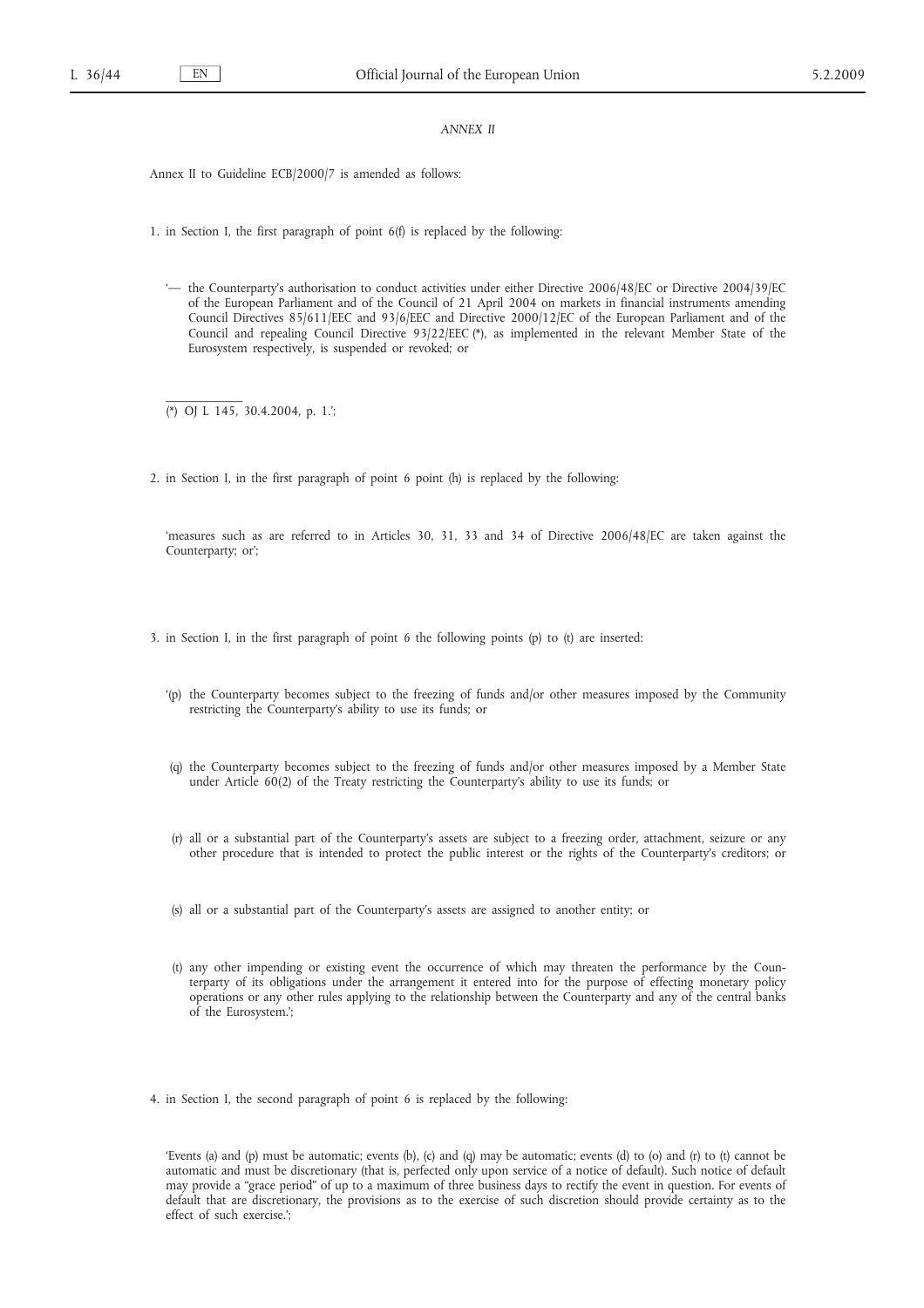*ANNEX II*

Annex II to Guideline ECB/2000/7 is amended as follows:

1. in Section I, the first paragraph of point 6(f) is replaced by the following:

   '— the Counterparty's authorisation to conduct activities under either Directive 2006/48/EC or Directive 2004/39/EC of the European Parliament and of the Council of 21 April 2004 on markets in financial instruments amending Council Directives 85/611/EEC and 93/6/EEC and Directive 2000/12/EC of the European Parliament and of the Council and repealing Council Directive 93/22/EEC (*), as implemented in the relevant Member State of the Eurosystem respectively, is suspended or revoked; or

   (*) OJ L 145, 30.4.2004, p. 1.';

2. in Section I, in the first paragraph of point 6 point (h) is replaced by the following:

   'measures such as are referred to in Articles 30, 31, 33 and 34 of Directive 2006/48/EC are taken against the Counterparty; or';

3. in Section I, in the first paragraph of point 6 the following points (p) to (t) are inserted:

   '(p) the Counterparty becomes subject to the freezing of funds and/or other measures imposed by the Community restricting the Counterparty's ability to use its funds; or

   (q) the Counterparty becomes subject to the freezing of funds and/or other measures imposed by a Member State under Article 60(2) of the Treaty restricting the Counterparty's ability to use its funds; or

   (r) all or a substantial part of the Counterparty's assets are subject to a freezing order, attachment, seizure or any other procedure that is intended to protect the public interest or the rights of the Counterparty's creditors; or

   (s) all or a substantial part of the Counterparty's assets are assigned to another entity; or

   (t) any other impending or existing event the occurrence of which may threaten the performance by the Counterparty of its obligations under the arrangement it entered into for the purpose of effecting monetary policy operations or any other rules applying to the relationship between the Counterparty and any of the central banks of the Eurosystem.';

4. in Section I, the second paragraph of point 6 is replaced by the following:

   'Events (a) and (p) must be automatic; events (b), (c) and (q) may be automatic; events (d) to (o) and (r) to (t) cannot be automatic and must be discretionary (that is, perfected only upon service of a notice of default). Such notice of default may provide a "grace period" of up to a maximum of three business days to rectify the event in question. For events of default that are discretionary, the provisions as to the exercise of such discretion should provide certainty as to the effect of such exercise.';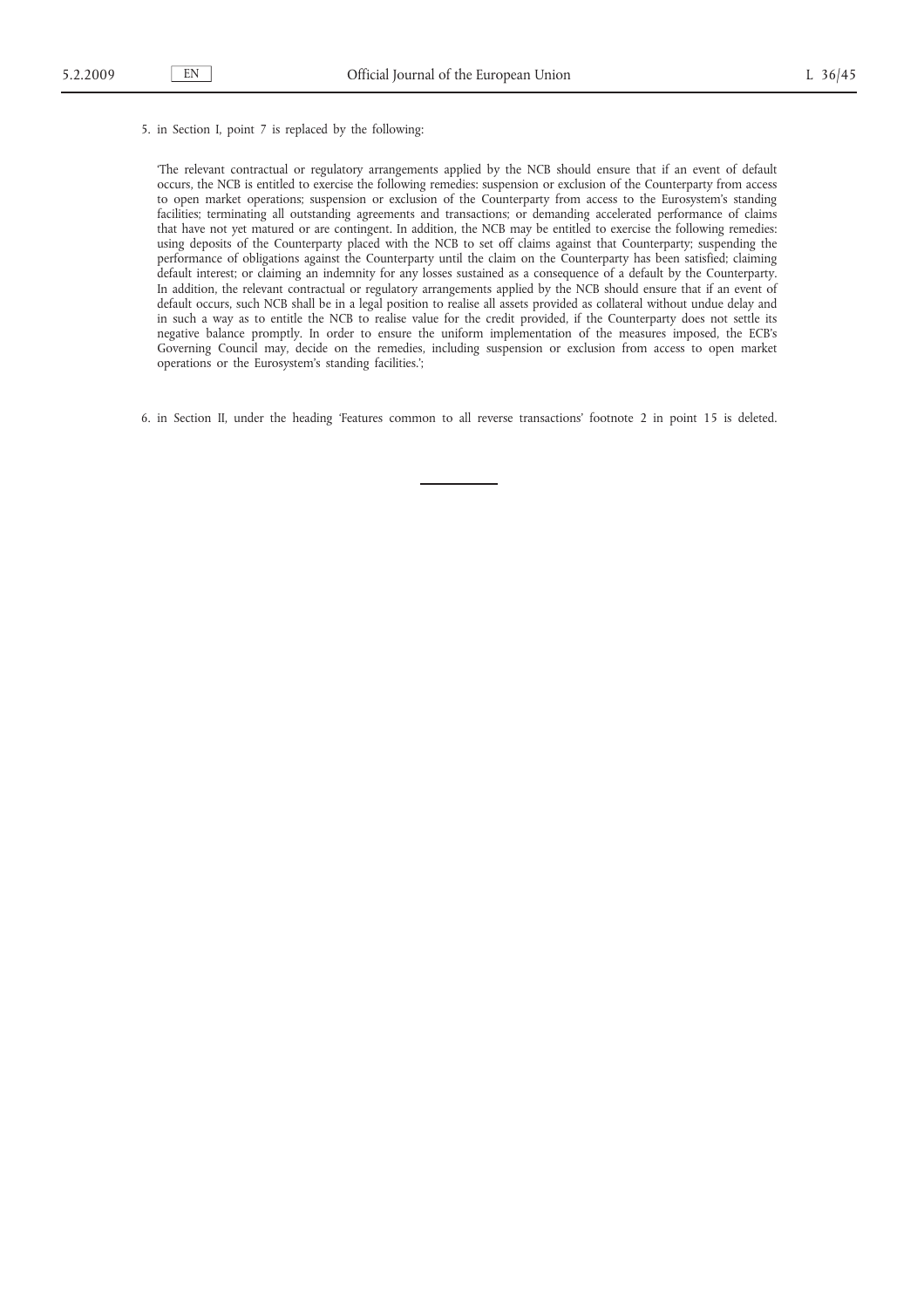5. in Section I, point 7 is replaced by the following:

'The relevant contractual or regulatory arrangements applied by the NCB should ensure that if an event of default occurs, the NCB is entitled to exercise the following remedies: suspension or exclusion of the Counterparty from access to open market operations; suspension or exclusion of the Counterparty from access to the Eurosystem's standing facilities; terminating all outstanding agreements and transactions; or demanding accelerated performance of claims that have not yet matured or are contingent. In addition, the NCB may be entitled to exercise the following remedies: using deposits of the Counterparty placed with the NCB to set off claims against that Counterparty; suspending the performance of obligations against the Counterparty until the claim on the Counterparty has been satisfied; claiming default interest; or claiming an indemnity for any losses sustained as a consequence of a default by the Counterparty. In addition, the relevant contractual or regulatory arrangements applied by the NCB should ensure that if an event of default occurs, such NCB shall be in a legal position to realise all assets provided as collateral without undue delay and in such a way as to entitle the NCB to realise value for the credit provided, if the Counterparty does not settle its negative balance promptly. In order to ensure the uniform implementation of the measures imposed, the ECB's Governing Council may, decide on the remedies, including suspension or exclusion from access to open market operations or the Eurosystem's standing facilities.';

6. in Section II, under the heading 'Features common to all reverse transactions' footnote 2 in point 15 is deleted.